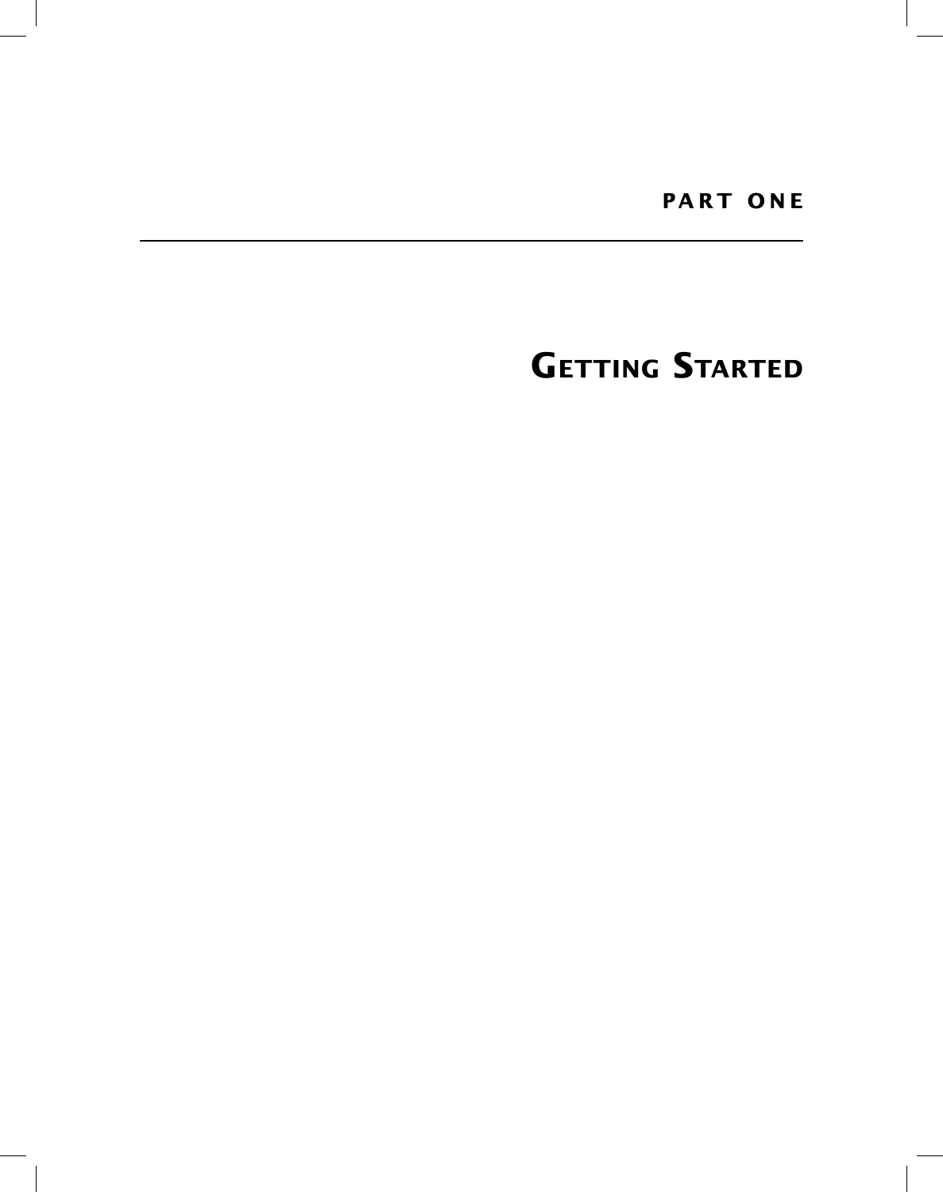# PART ONE

# GETTING STARTED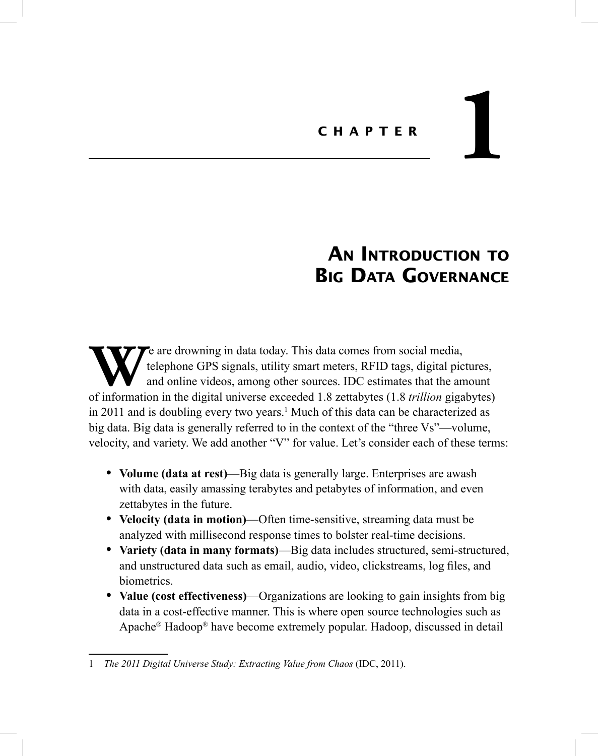# CHAPTER 1

# An Introduction to Big Data Governance

We are drowning in data today. This data comes from social media, telephone GPS signals, utility smart meters, RFID tags, digital pictures, and online videos, among other sources. IDC estimates that the amount of information in the digital universe exceeded 1.8 zettabytes (1.8 *trillion* gigabytes) in 2011 and is doubling every two years.[1] Much of this data can be characterized as big data. Big data is generally referred to in the context of the "three Vs"—volume, velocity, and variety. We add another "V" for value. Let's consider each of these terms:

- **Volume (data at rest)**—Big data is generally large. Enterprises are awash with data, easily amassing terabytes and petabytes of information, and even zettabytes in the future.
- **Velocity (data in motion)**—Often time-sensitive, streaming data must be analyzed with millisecond response times to bolster real-time decisions.
- **Variety (data in many formats)**—Big data includes structured, semi-structured, and unstructured data such as email, audio, video, clickstreams, log files, and biometrics.
- **Value (cost effectiveness)**—Organizations are looking to gain insights from big data in a cost-effective manner. This is where open source technologies such as Apache® Hadoop® have become extremely popular. Hadoop, discussed in detail

1 *The 2011 Digital Universe Study: Extracting Value from Chaos* (IDC, 2011).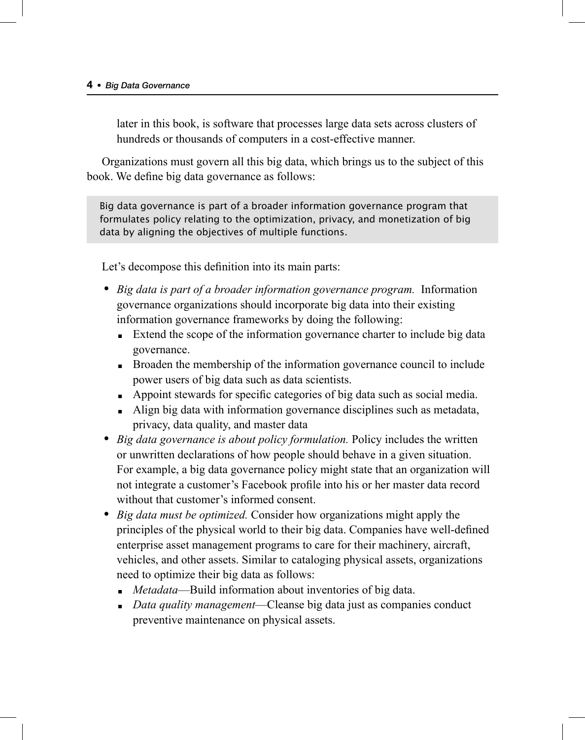later in this book, is software that processes large data sets across clusters of hundreds or thousands of computers in a cost-effective manner.

Organizations must govern all this big data, which brings us to the subject of this book. We define big data governance as follows:

> Big data governance is part of a broader information governance program that formulates policy relating to the optimization, privacy, and monetization of big data by aligning the objectives of multiple functions.

Let's decompose this definition into its main parts:

- *Big data is part of a broader information governance program.* Information governance organizations should incorporate big data into their existing information governance frameworks by doing the following:
  - Extend the scope of the information governance charter to include big data governance.
  - Broaden the membership of the information governance council to include power users of big data such as data scientists.
  - Appoint stewards for specific categories of big data such as social media.
  - Align big data with information governance disciplines such as metadata, privacy, data quality, and master data
- *Big data governance is about policy formulation.* Policy includes the written or unwritten declarations of how people should behave in a given situation. For example, a big data governance policy might state that an organization will not integrate a customer's Facebook profile into his or her master data record without that customer's informed consent.
- *Big data must be optimized.* Consider how organizations might apply the principles of the physical world to their big data. Companies have well-defined enterprise asset management programs to care for their machinery, aircraft, vehicles, and other assets. Similar to cataloging physical assets, organizations need to optimize their big data as follows:
  - *Metadata*—Build information about inventories of big data.
  - *Data quality management*—Cleanse big data just as companies conduct preventive maintenance on physical assets.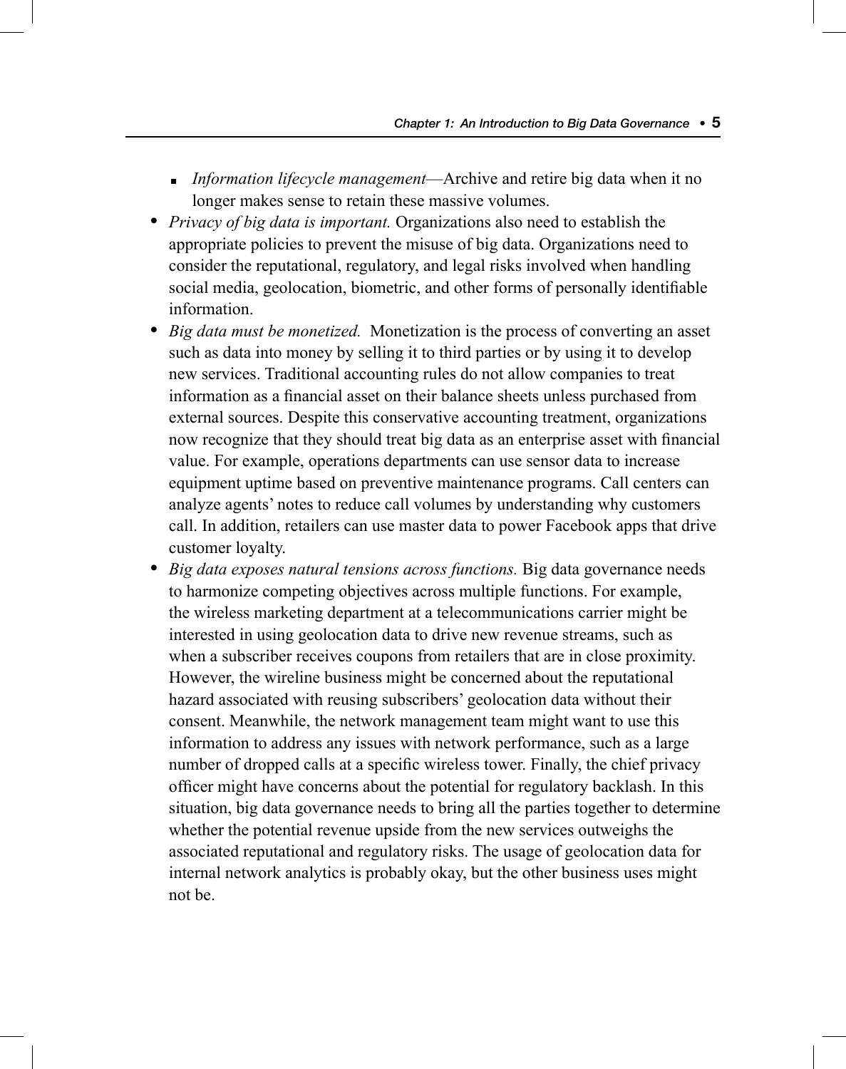- *Information lifecycle management*—Archive and retire big data when it no longer makes sense to retain these massive volumes.
- *Privacy of big data is important.* Organizations also need to establish the appropriate policies to prevent the misuse of big data. Organizations need to consider the reputational, regulatory, and legal risks involved when handling social media, geolocation, biometric, and other forms of personally identifiable information.
- *Big data must be monetized.* Monetization is the process of converting an asset such as data into money by selling it to third parties or by using it to develop new services. Traditional accounting rules do not allow companies to treat information as a financial asset on their balance sheets unless purchased from external sources. Despite this conservative accounting treatment, organizations now recognize that they should treat big data as an enterprise asset with financial value. For example, operations departments can use sensor data to increase equipment uptime based on preventive maintenance programs. Call centers can analyze agents' notes to reduce call volumes by understanding why customers call. In addition, retailers can use master data to power Facebook apps that drive customer loyalty.
- *Big data exposes natural tensions across functions.* Big data governance needs to harmonize competing objectives across multiple functions. For example, the wireless marketing department at a telecommunications carrier might be interested in using geolocation data to drive new revenue streams, such as when a subscriber receives coupons from retailers that are in close proximity. However, the wireline business might be concerned about the reputational hazard associated with reusing subscribers' geolocation data without their consent. Meanwhile, the network management team might want to use this information to address any issues with network performance, such as a large number of dropped calls at a specific wireless tower. Finally, the chief privacy officer might have concerns about the potential for regulatory backlash. In this situation, big data governance needs to bring all the parties together to determine whether the potential revenue upside from the new services outweighs the associated reputational and regulatory risks. The usage of geolocation data for internal network analytics is probably okay, but the other business uses might not be.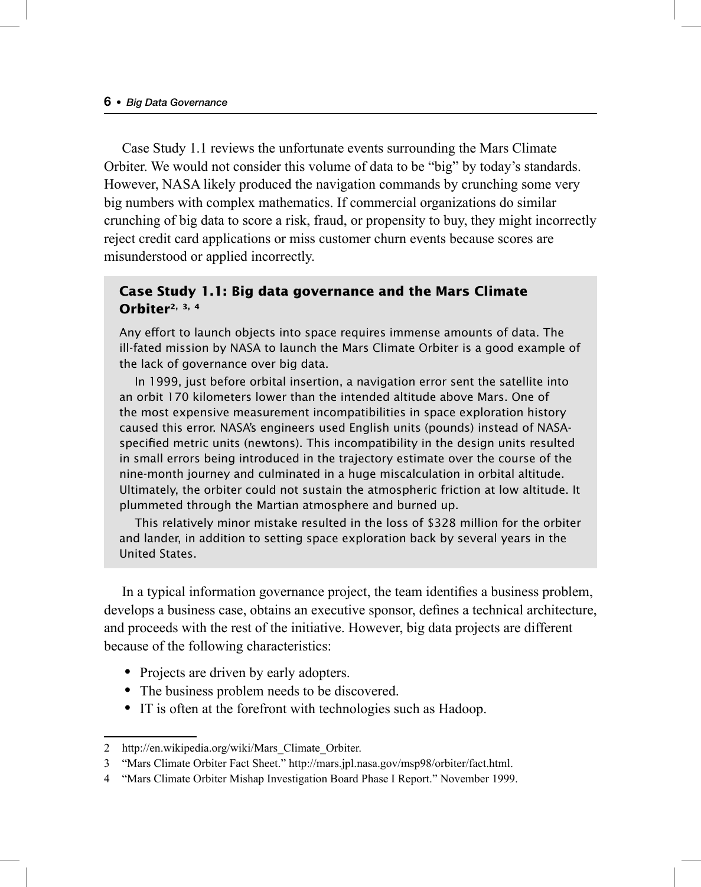Case Study 1.1 reviews the unfortunate events surrounding the Mars Climate Orbiter. We would not consider this volume of data to be "big" by today's standards. However, NASA likely produced the navigation commands by crunching some very big numbers with complex mathematics. If commercial organizations do similar crunching of big data to score a risk, fraud, or propensity to buy, they might incorrectly reject credit card applications or miss customer churn events because scores are misunderstood or applied incorrectly.

> **Case Study 1.1: Big data governance and the Mars Climate Orbiter[2, 3, 4]**
>
> Any effort to launch objects into space requires immense amounts of data. The ill-fated mission by NASA to launch the Mars Climate Orbiter is a good example of the lack of governance over big data.
>
> In 1999, just before orbital insertion, a navigation error sent the satellite into an orbit 170 kilometers lower than the intended altitude above Mars. One of the most expensive measurement incompatibilities in space exploration history caused this error. NASA's engineers used English units (pounds) instead of NASA-specified metric units (newtons). This incompatibility in the design units resulted in small errors being introduced in the trajectory estimate over the course of the nine-month journey and culminated in a huge miscalculation in orbital altitude. Ultimately, the orbiter could not sustain the atmospheric friction at low altitude. It plummeted through the Martian atmosphere and burned up.
>
> This relatively minor mistake resulted in the loss of $328 million for the orbiter and lander, in addition to setting space exploration back by several years in the United States.

In a typical information governance project, the team identifies a business problem, develops a business case, obtains an executive sponsor, defines a technical architecture, and proceeds with the rest of the initiative. However, big data projects are different because of the following characteristics:

- Projects are driven by early adopters.
- The business problem needs to be discovered.
- IT is often at the forefront with technologies such as Hadoop.

---

2 http://en.wikipedia.org/wiki/Mars_Climate_Orbiter.

3 "Mars Climate Orbiter Fact Sheet." http://mars.jpl.nasa.gov/msp98/orbiter/fact.html.

4 "Mars Climate Orbiter Mishap Investigation Board Phase I Report." November 1999.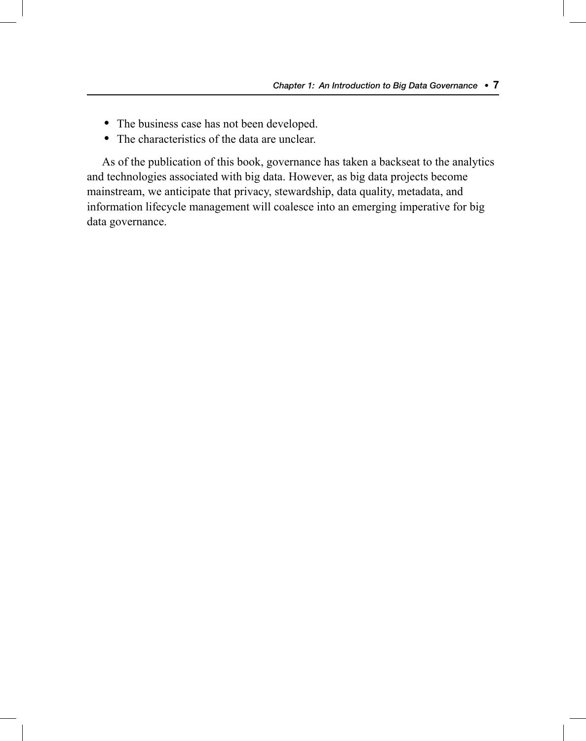- The business case has not been developed.
- The characteristics of the data are unclear.

As of the publication of this book, governance has taken a backseat to the analytics and technologies associated with big data. However, as big data projects become mainstream, we anticipate that privacy, stewardship, data quality, metadata, and information lifecycle management will coalesce into an emerging imperative for big data governance.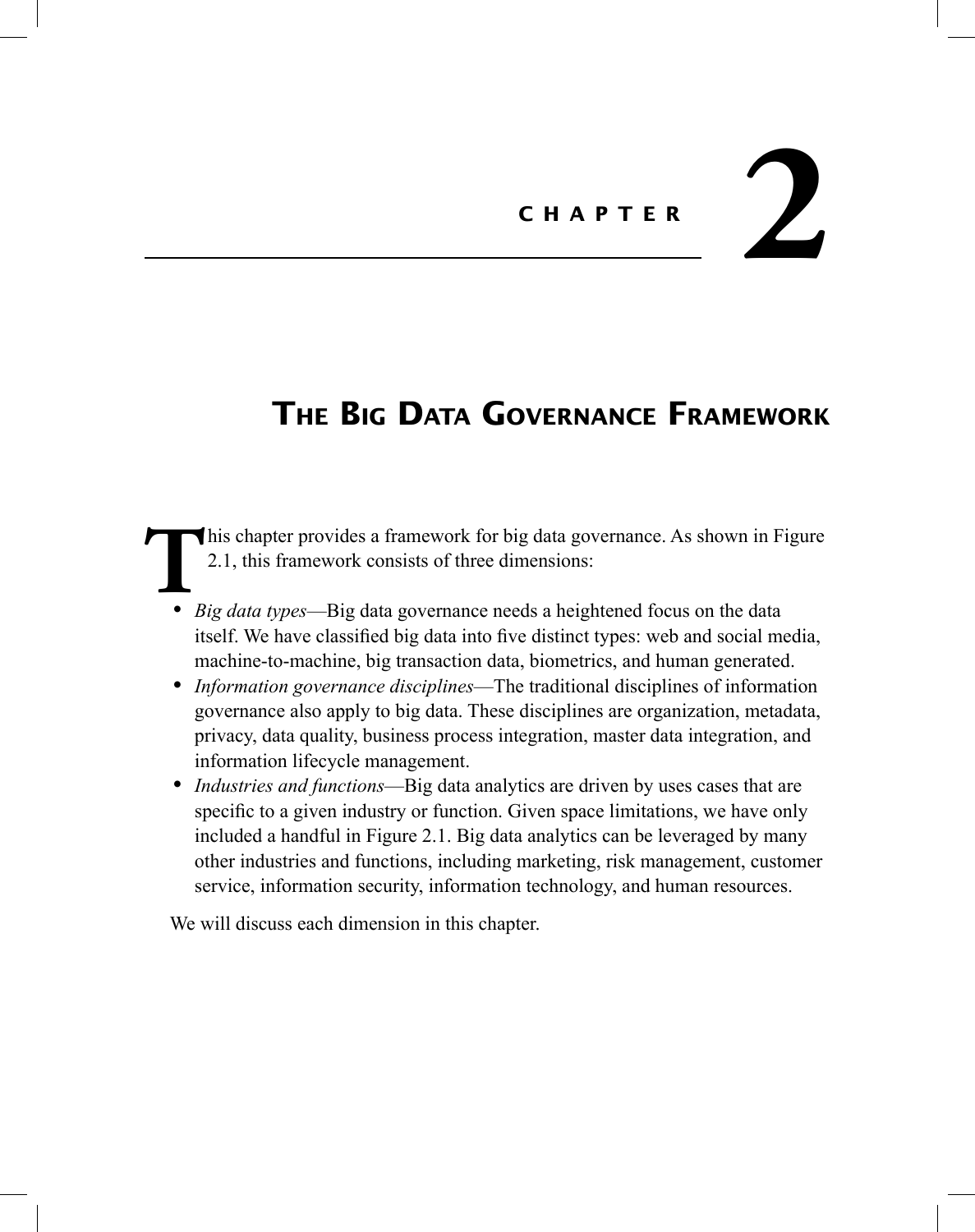# CHAPTER 2

## THE BIG DATA GOVERNANCE FRAMEWORK

This chapter provides a framework for big data governance. As shown in Figure 2.1, this framework consists of three dimensions:

- *Big data types*—Big data governance needs a heightened focus on the data itself. We have classified big data into five distinct types: web and social media, machine-to-machine, big transaction data, biometrics, and human generated.
- *Information governance disciplines*—The traditional disciplines of information governance also apply to big data. These disciplines are organization, metadata, privacy, data quality, business process integration, master data integration, and information lifecycle management.
- *Industries and functions*—Big data analytics are driven by uses cases that are specific to a given industry or function. Given space limitations, we have only included a handful in Figure 2.1. Big data analytics can be leveraged by many other industries and functions, including marketing, risk management, customer service, information security, information technology, and human resources.

We will discuss each dimension in this chapter.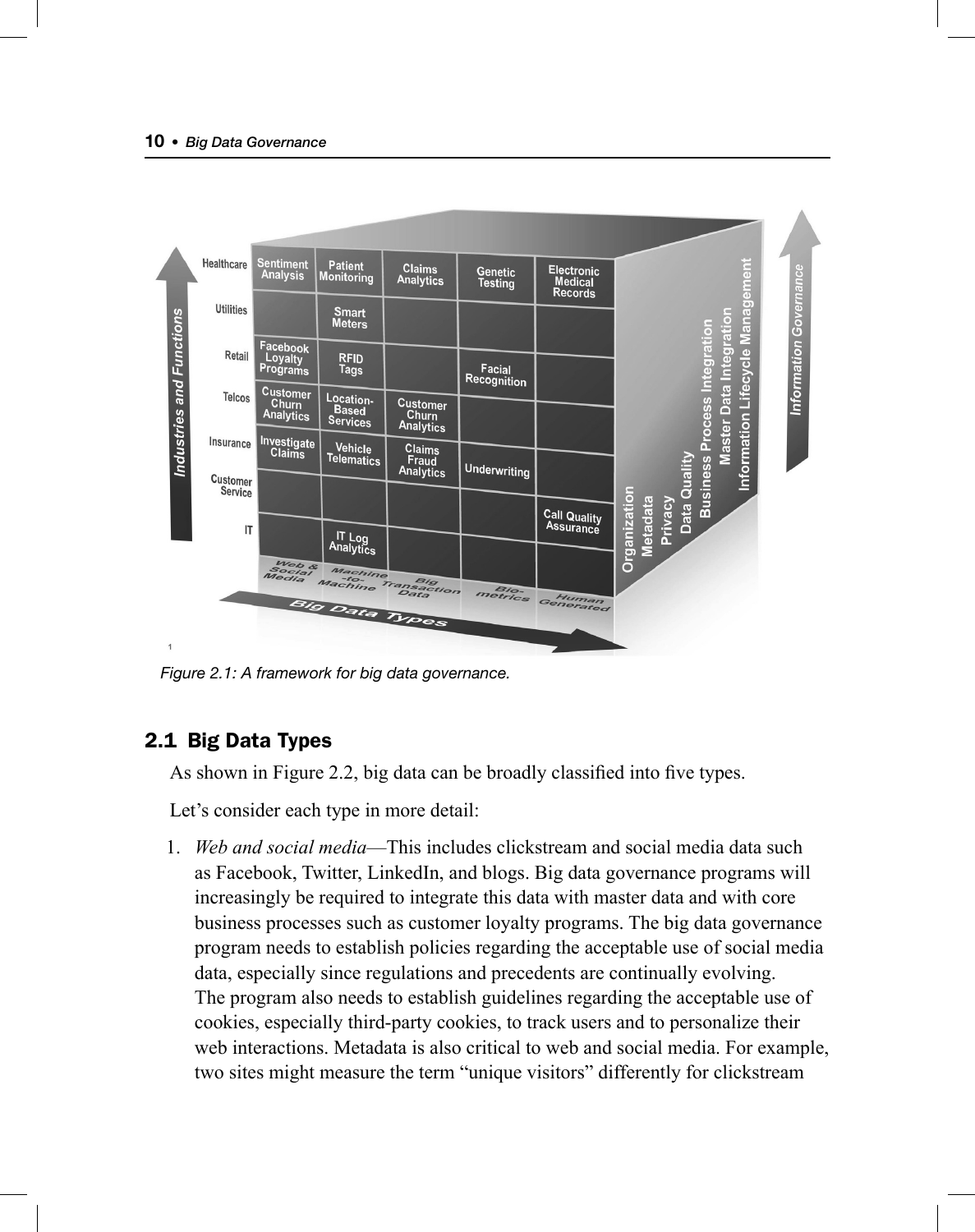Figure 2.1: A framework for big data governance.

## 2.1 Big Data Types

As shown in Figure 2.2, big data can be broadly classified into five types.

Let's consider each type in more detail:

1. *Web and social media*—This includes clickstream and social media data such as Facebook, Twitter, LinkedIn, and blogs. Big data governance programs will increasingly be required to integrate this data with master data and with core business processes such as customer loyalty programs. The big data governance program needs to establish policies regarding the acceptable use of social media data, especially since regulations and precedents are continually evolving. The program also needs to establish guidelines regarding the acceptable use of cookies, especially third-party cookies, to track users and to personalize their web interactions. Metadata is also critical to web and social media. For example, two sites might measure the term "unique visitors" differently for clickstream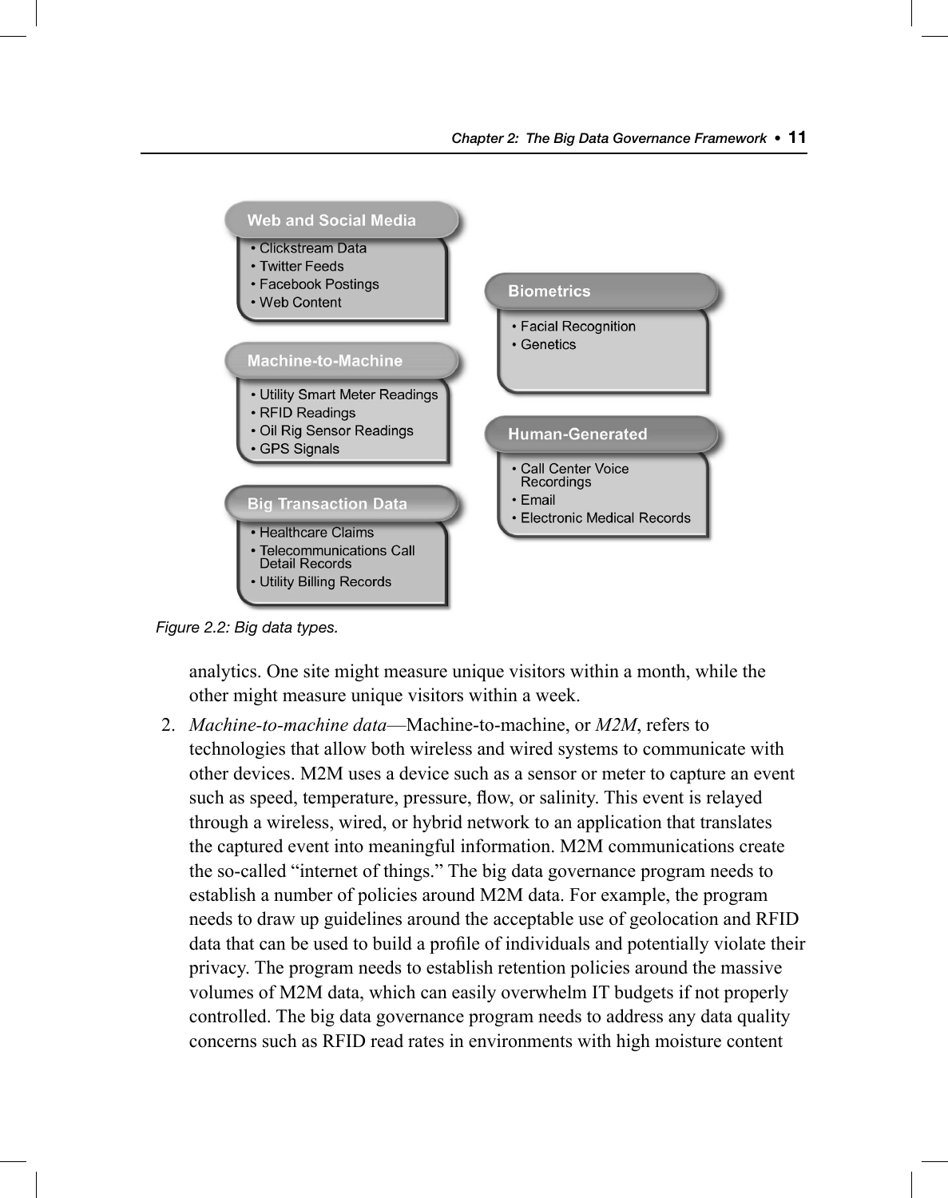**Web and Social Media**
- Clickstream Data
- Twitter Feeds
- Facebook Postings
- Web Content

**Machine-to-Machine**
- Utility Smart Meter Readings
- RFID Readings
- Oil Rig Sensor Readings
- GPS Signals

**Big Transaction Data**
- Healthcare Claims
- Telecommunications Call Detail Records
- Utility Billing Records

**Biometrics**
- Facial Recognition
- Genetics

**Human-Generated**
- Call Center Voice Recordings
- Email
- Electronic Medical Records

*Figure 2.2: Big data types.*

analytics. One site might measure unique visitors within a month, while the other might measure unique visitors within a week.

2. *Machine-to-machine data*—Machine-to-machine, or *M2M*, refers to technologies that allow both wireless and wired systems to communicate with other devices. M2M uses a device such as a sensor or meter to capture an event such as speed, temperature, pressure, flow, or salinity. This event is relayed through a wireless, wired, or hybrid network to an application that translates the captured event into meaningful information. M2M communications create the so-called "internet of things." The big data governance program needs to establish a number of policies around M2M data. For example, the program needs to draw up guidelines around the acceptable use of geolocation and RFID data that can be used to build a profile of individuals and potentially violate their privacy. The program needs to establish retention policies around the massive volumes of M2M data, which can easily overwhelm IT budgets if not properly controlled. The big data governance program needs to address any data quality concerns such as RFID read rates in environments with high moisture content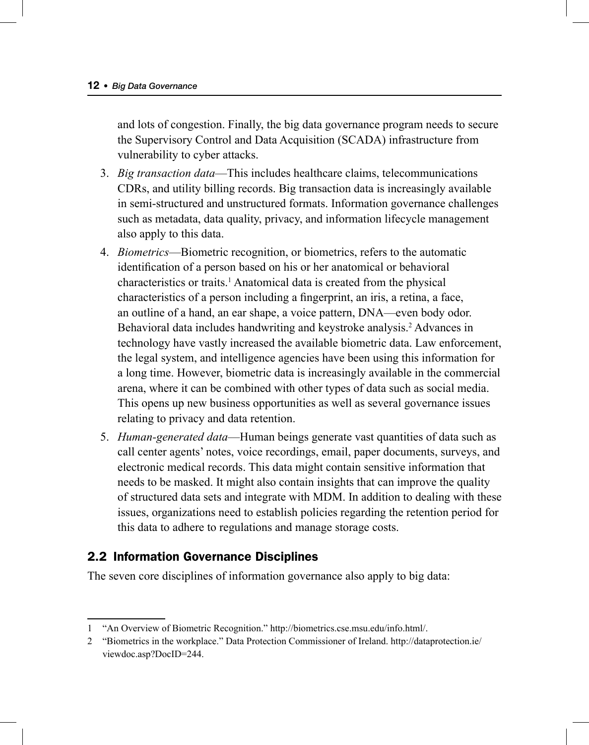and lots of congestion. Finally, the big data governance program needs to secure the Supervisory Control and Data Acquisition (SCADA) infrastructure from vulnerability to cyber attacks.

3. *Big transaction data*—This includes healthcare claims, telecommunications CDRs, and utility billing records. Big transaction data is increasingly available in semi-structured and unstructured formats. Information governance challenges such as metadata, data quality, privacy, and information lifecycle management also apply to this data.
4. *Biometrics*—Biometric recognition, or biometrics, refers to the automatic identification of a person based on his or her anatomical or behavioral characteristics or traits.[1] Anatomical data is created from the physical characteristics of a person including a fingerprint, an iris, a retina, a face, an outline of a hand, an ear shape, a voice pattern, DNA—even body odor. Behavioral data includes handwriting and keystroke analysis.[2] Advances in technology have vastly increased the available biometric data. Law enforcement, the legal system, and intelligence agencies have been using this information for a long time. However, biometric data is increasingly available in the commercial arena, where it can be combined with other types of data such as social media. This opens up new business opportunities as well as several governance issues relating to privacy and data retention.
5. *Human-generated data*—Human beings generate vast quantities of data such as call center agents' notes, voice recordings, email, paper documents, surveys, and electronic medical records. This data might contain sensitive information that needs to be masked. It might also contain insights that can improve the quality of structured data sets and integrate with MDM. In addition to dealing with these issues, organizations need to establish policies regarding the retention period for this data to adhere to regulations and manage storage costs.

## 2.2 Information Governance Disciplines

The seven core disciplines of information governance also apply to big data:

---

1 "An Overview of Biometric Recognition." http://biometrics.cse.msu.edu/info.html/.

2 "Biometrics in the workplace." Data Protection Commissioner of Ireland. http://dataprotection.ie/viewdoc.asp?DocID=244.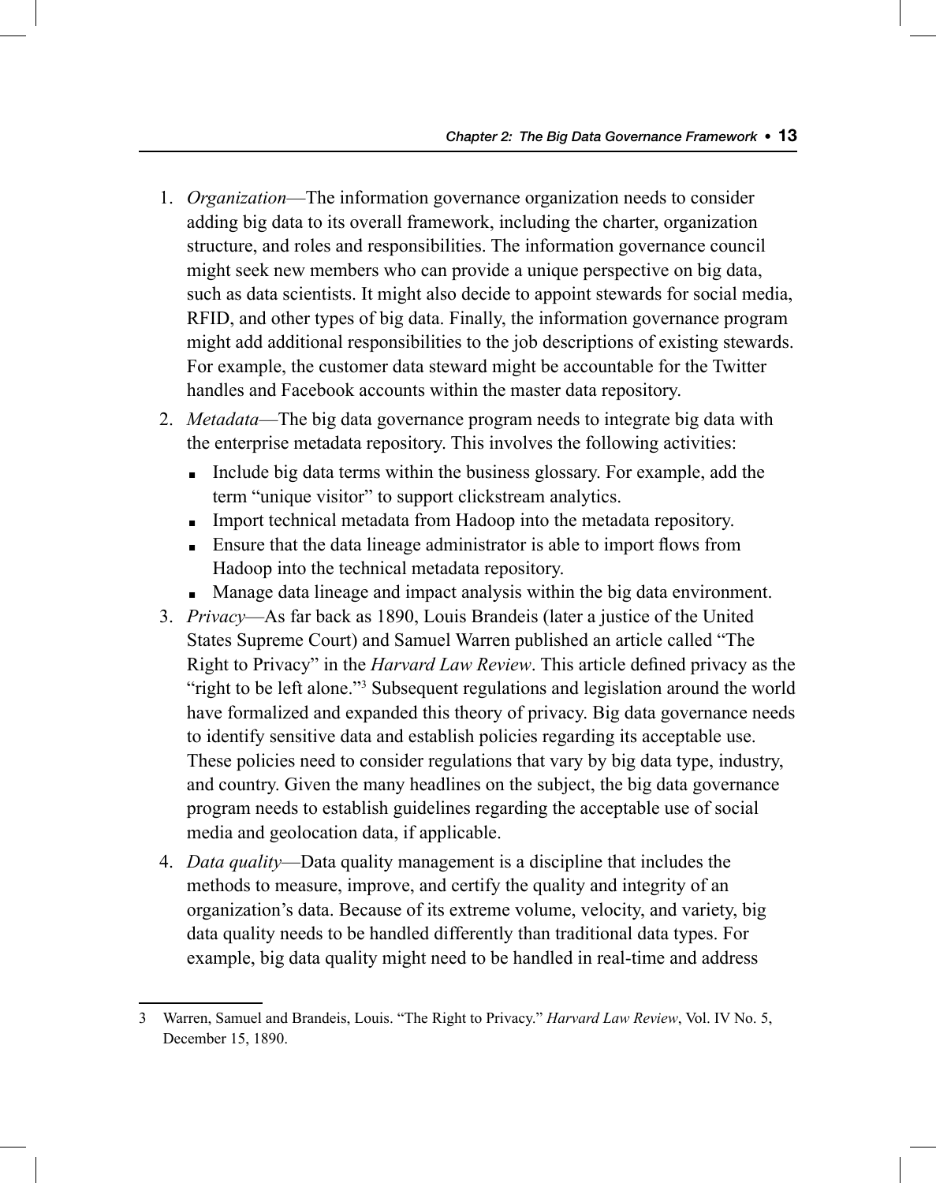1. *Organization*—The information governance organization needs to consider adding big data to its overall framework, including the charter, organization structure, and roles and responsibilities. The information governance council might seek new members who can provide a unique perspective on big data, such as data scientists. It might also decide to appoint stewards for social media, RFID, and other types of big data. Finally, the information governance program might add additional responsibilities to the job descriptions of existing stewards. For example, the customer data steward might be accountable for the Twitter handles and Facebook accounts within the master data repository.
2. *Metadata*—The big data governance program needs to integrate big data with the enterprise metadata repository. This involves the following activities:
   - Include big data terms within the business glossary. For example, add the term "unique visitor" to support clickstream analytics.
   - Import technical metadata from Hadoop into the metadata repository.
   - Ensure that the data lineage administrator is able to import flows from Hadoop into the technical metadata repository.
   - Manage data lineage and impact analysis within the big data environment.
3. *Privacy*—As far back as 1890, Louis Brandeis (later a justice of the United States Supreme Court) and Samuel Warren published an article called "The Right to Privacy" in the *Harvard Law Review*. This article defined privacy as the "right to be left alone."[3] Subsequent regulations and legislation around the world have formalized and expanded this theory of privacy. Big data governance needs to identify sensitive data and establish policies regarding its acceptable use. These policies need to consider regulations that vary by big data type, industry, and country. Given the many headlines on the subject, the big data governance program needs to establish guidelines regarding the acceptable use of social media and geolocation data, if applicable.
4. *Data quality*—Data quality management is a discipline that includes the methods to measure, improve, and certify the quality and integrity of an organization's data. Because of its extreme volume, velocity, and variety, big data quality needs to be handled differently than traditional data types. For example, big data quality might need to be handled in real-time and address

---

3 Warren, Samuel and Brandeis, Louis. "The Right to Privacy." *Harvard Law Review*, Vol. IV No. 5, December 15, 1890.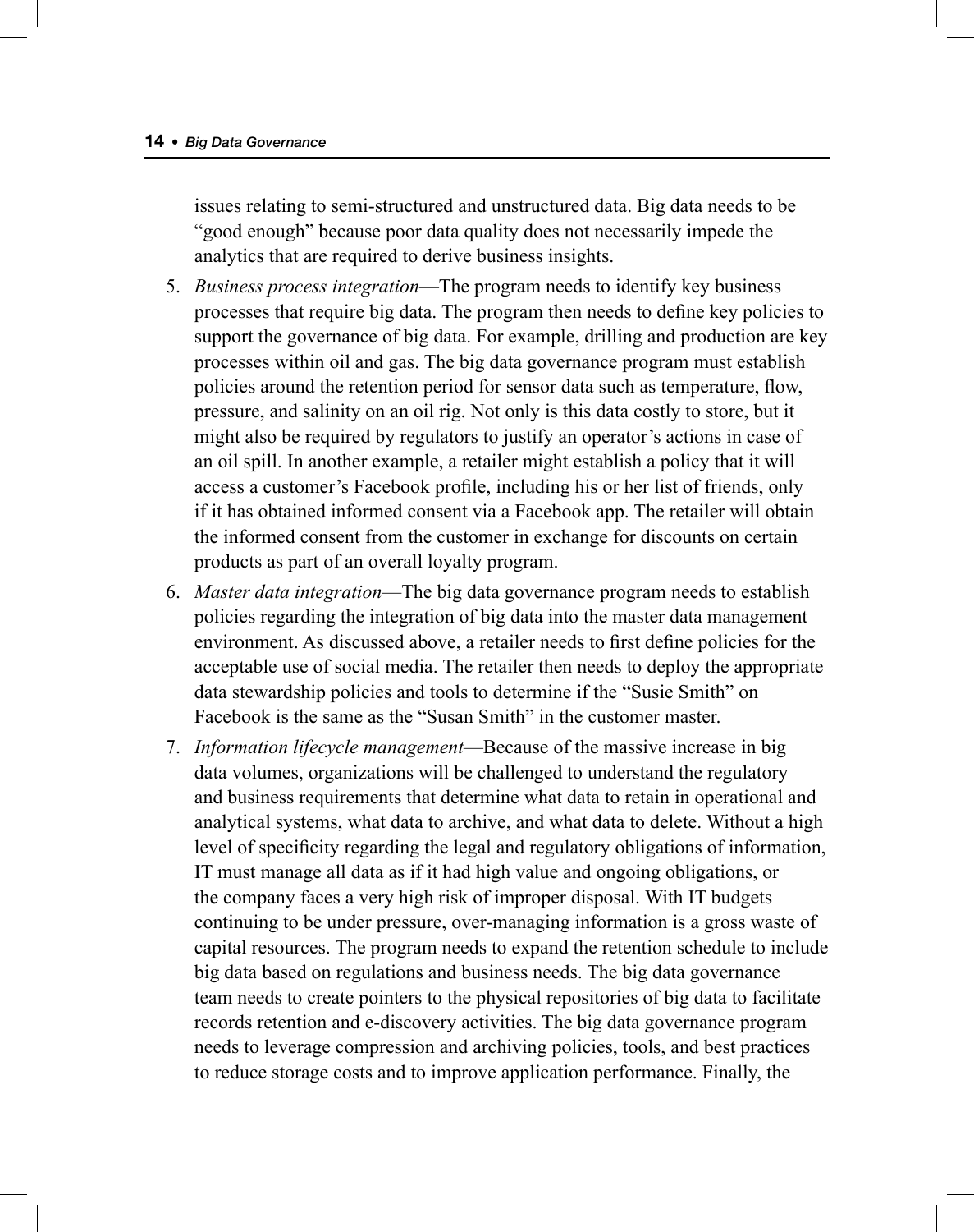issues relating to semi-structured and unstructured data. Big data needs to be "good enough" because poor data quality does not necessarily impede the analytics that are required to derive business insights.

5. *Business process integration*—The program needs to identify key business processes that require big data. The program then needs to define key policies to support the governance of big data. For example, drilling and production are key processes within oil and gas. The big data governance program must establish policies around the retention period for sensor data such as temperature, flow, pressure, and salinity on an oil rig. Not only is this data costly to store, but it might also be required by regulators to justify an operator's actions in case of an oil spill. In another example, a retailer might establish a policy that it will access a customer's Facebook profile, including his or her list of friends, only if it has obtained informed consent via a Facebook app. The retailer will obtain the informed consent from the customer in exchange for discounts on certain products as part of an overall loyalty program.
6. *Master data integration*—The big data governance program needs to establish policies regarding the integration of big data into the master data management environment. As discussed above, a retailer needs to first define policies for the acceptable use of social media. The retailer then needs to deploy the appropriate data stewardship policies and tools to determine if the "Susie Smith" on Facebook is the same as the "Susan Smith" in the customer master.
7. *Information lifecycle management*—Because of the massive increase in big data volumes, organizations will be challenged to understand the regulatory and business requirements that determine what data to retain in operational and analytical systems, what data to archive, and what data to delete. Without a high level of specificity regarding the legal and regulatory obligations of information, IT must manage all data as if it had high value and ongoing obligations, or the company faces a very high risk of improper disposal. With IT budgets continuing to be under pressure, over-managing information is a gross waste of capital resources. The program needs to expand the retention schedule to include big data based on regulations and business needs. The big data governance team needs to create pointers to the physical repositories of big data to facilitate records retention and e-discovery activities. The big data governance program needs to leverage compression and archiving policies, tools, and best practices to reduce storage costs and to improve application performance. Finally, the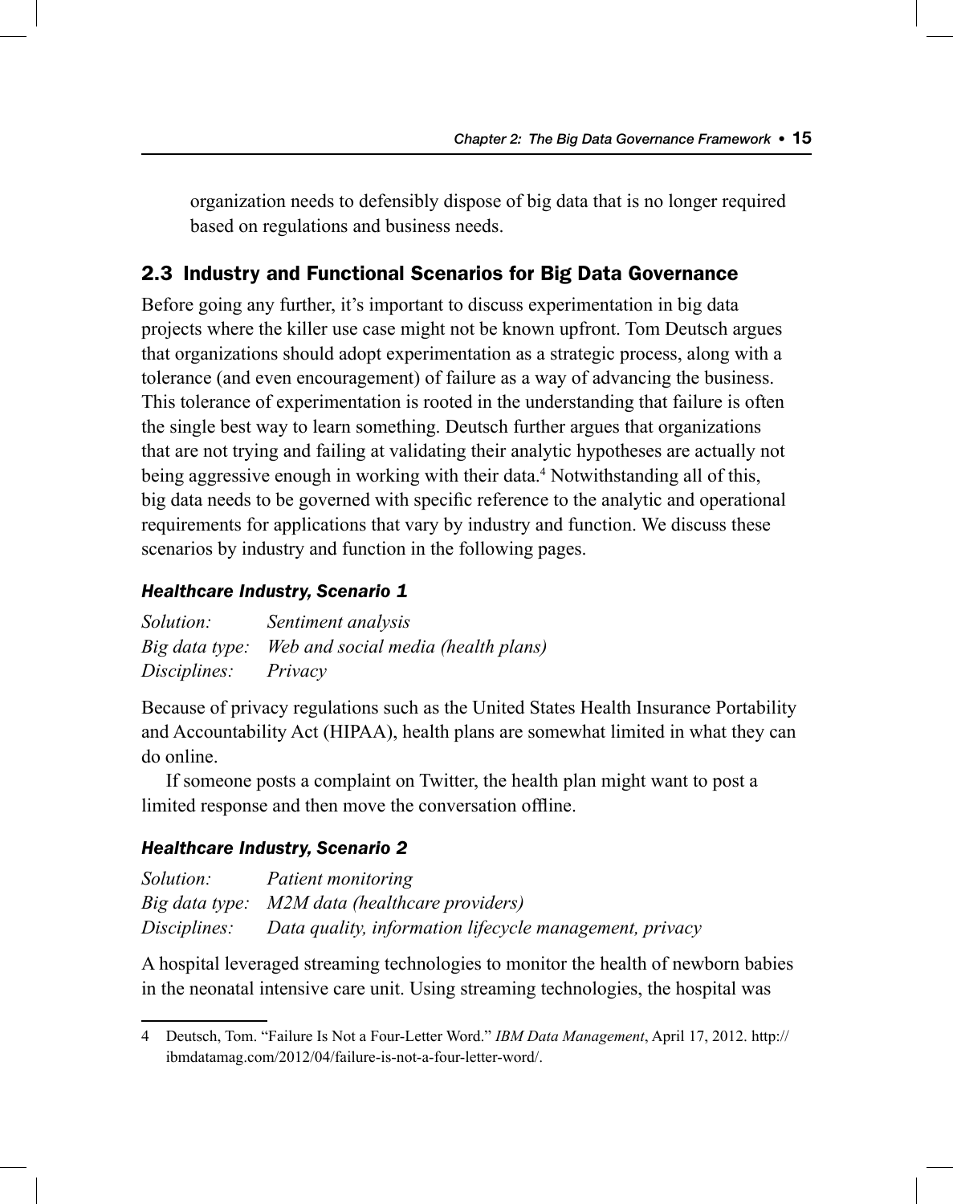organization needs to defensibly dispose of big data that is no longer required based on regulations and business needs.

## 2.3 Industry and Functional Scenarios for Big Data Governance

Before going any further, it's important to discuss experimentation in big data projects where the killer use case might not be known upfront. Tom Deutsch argues that organizations should adopt experimentation as a strategic process, along with a tolerance (and even encouragement) of failure as a way of advancing the business. This tolerance of experimentation is rooted in the understanding that failure is often the single best way to learn something. Deutsch further argues that organizations that are not trying and failing at validating their analytic hypotheses are actually not being aggressive enough in working with their data.[4] Notwithstanding all of this, big data needs to be governed with specific reference to the analytic and operational requirements for applications that vary by industry and function. We discuss these scenarios by industry and function in the following pages.

### *Healthcare Industry, Scenario 1*

*Solution:* *Sentiment analysis*
*Big data type:* *Web and social media (health plans)*
*Disciplines:* *Privacy*

Because of privacy regulations such as the United States Health Insurance Portability and Accountability Act (HIPAA), health plans are somewhat limited in what they can do online.

If someone posts a complaint on Twitter, the health plan might want to post a limited response and then move the conversation offline.

### *Healthcare Industry, Scenario 2*

*Solution:* *Patient monitoring*
*Big data type:* *M2M data (healthcare providers)*
*Disciplines:* *Data quality, information lifecycle management, privacy*

A hospital leveraged streaming technologies to monitor the health of newborn babies in the neonatal intensive care unit. Using streaming technologies, the hospital was

---

4 Deutsch, Tom. "Failure Is Not a Four-Letter Word." *IBM Data Management*, April 17, 2012. http://ibmdatamag.com/2012/04/failure-is-not-a-four-letter-word/.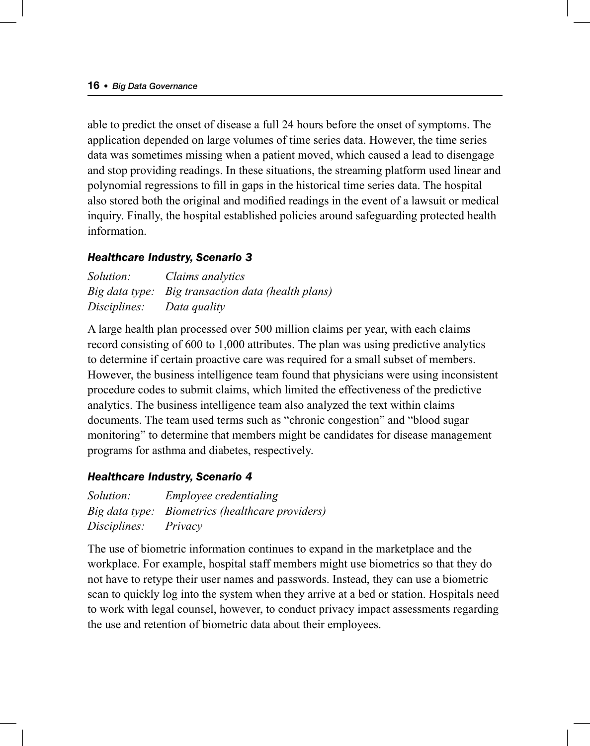able to predict the onset of disease a full 24 hours before the onset of symptoms. The application depended on large volumes of time series data. However, the time series data was sometimes missing when a patient moved, which caused a lead to disengage and stop providing readings. In these situations, the streaming platform used linear and polynomial regressions to fill in gaps in the historical time series data. The hospital also stored both the original and modified readings in the event of a lawsuit or medical inquiry. Finally, the hospital established policies around safeguarding protected health information.

### *Healthcare Industry, Scenario 3*

*Solution:* *Claims analytics*
*Big data type:* *Big transaction data (health plans)*
*Disciplines:* *Data quality*

A large health plan processed over 500 million claims per year, with each claims record consisting of 600 to 1,000 attributes. The plan was using predictive analytics to determine if certain proactive care was required for a small subset of members. However, the business intelligence team found that physicians were using inconsistent procedure codes to submit claims, which limited the effectiveness of the predictive analytics. The business intelligence team also analyzed the text within claims documents. The team used terms such as "chronic congestion" and "blood sugar monitoring" to determine that members might be candidates for disease management programs for asthma and diabetes, respectively.

### *Healthcare Industry, Scenario 4*

*Solution:* *Employee credentialing*
*Big data type:* *Biometrics (healthcare providers)*
*Disciplines:* *Privacy*

The use of biometric information continues to expand in the marketplace and the workplace. For example, hospital staff members might use biometrics so that they do not have to retype their user names and passwords. Instead, they can use a biometric scan to quickly log into the system when they arrive at a bed or station. Hospitals need to work with legal counsel, however, to conduct privacy impact assessments regarding the use and retention of biometric data about their employees.